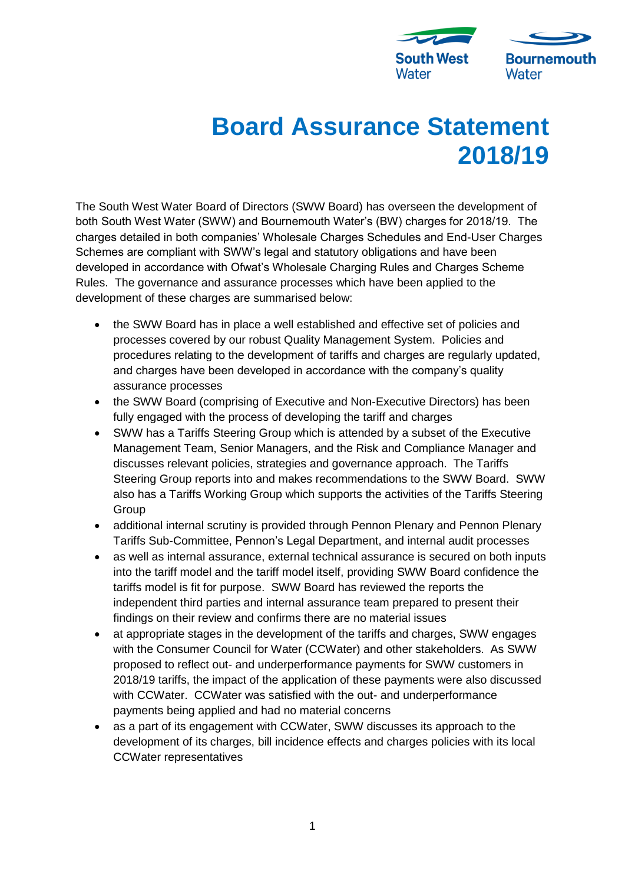# Board Assurance Statement 2018/19

The South West Water Board of Directors (SWW Board) has overseen the development of both South West Water (SWW) and Bournemouth Water's (BW) charges for 2018/19. The charges detailed in both companies' Wholesale Charges Schedules and End-User Charges Schemes are compliant with SWW's legal and statutory obligations and have been developed in accordance with Ofwat's Wholesale Charging Rules and Charges Scheme Rules. The governance and assurance processes which have been applied to the development of these charges are summarised below:

- the SWW Board has in place a well established and effective set of policies and processes covered by our robust Quality Management System. Policies and procedures relating to the development of tariffs and charges are regularly updated, and charges have been developed in accordance with the company's quality assurance processes
- the SWW Board (comprising of Executive and Non-Executive Directors) has been fully engaged with the process of developing the tariff and charges
- SWW has a Tariffs Steering Group which is attended by a subset of the Executive Management Team, Senior Managers, and the Risk and Compliance Manager and discusses relevant policies, strategies and governance approach. The Tariffs Steering Group reports into and makes recommendations to the SWW Board. SWW also has a Tariffs Working Group which supports the activities of the Tariffs Steering Group
- additional internal scrutiny is provided through Pennon Plenary and Pennon Plenary Tariffs Sub-Committee, Pennon's Legal Department, and internal audit processes
- as well as internal assurance, external technical assurance is secured on both inputs into the tariff model and the tariff model itself, providing SWW Board confidence the tariffs model is fit for purpose. SWW Board has reviewed the reports the independent third parties and internal assurance team prepared to present their findings on their review and confirms there are no material issues
- at appropriate stages in the development of the tariffs and charges, SWW engages with the Consumer Council for Water (CCWater) and other stakeholders. As SWW proposed to reflect out- and underperformance payments for SWW customers in 2018/19 tariffs, the impact of the application of these payments were also discussed with CCWater. CCWater was satisfied with the out- and underperformance payments being applied and had no material concerns
- as a part of its engagement with CCWater, SWW discusses its approach to the development of its charges, bill incidence effects and charges policies with its local CCWater representatives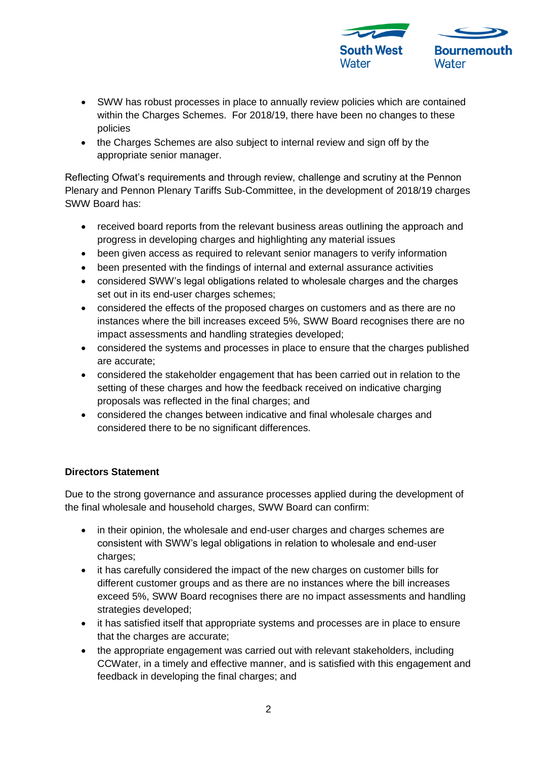- SWW has robust processes in place to annually review policies which are contained within the Charges Schemes. For 2018/19, there have been no changes to these policies
- the Charges Schemes are also subject to internal review and sign off by the appropriate senior manager.

Reflecting Ofwat's requirements and through review, challenge and scrutiny at the Pennon Plenary and Pennon Plenary Tariffs Sub-Committee, in the development of 2018/19 charges SWW Board has:

- received board reports from the relevant business areas outlining the approach and progress in developing charges and highlighting any material issues
- been given access as required to relevant senior managers to verify information
- been presented with the findings of internal and external assurance activities
- considered SWW's legal obligations related to wholesale charges and the charges set out in its end-user charges schemes;
- considered the effects of the proposed charges on customers and as there are no instances where the bill increases exceed 5%, SWW Board recognises there are no impact assessments and handling strategies developed;
- considered the systems and processes in place to ensure that the charges published are accurate;
- considered the stakeholder engagement that has been carried out in relation to the setting of these charges and how the feedback received on indicative charging proposals was reflected in the final charges; and
- considered the changes between indicative and final wholesale charges and considered there to be no significant differences.

**Directors Statement**

Due to the strong governance and assurance processes applied during the development of the final wholesale and household charges, SWW Board can confirm:

- in their opinion, the wholesale and end-user charges and charges schemes are consistent with SWW's legal obligations in relation to wholesale and end-user charges;
- it has carefully considered the impact of the new charges on customer bills for different customer groups and as there are no instances where the bill increases exceed 5%, SWW Board recognises there are no impact assessments and handling strategies developed;
- it has satisfied itself that appropriate systems and processes are in place to ensure that the charges are accurate;
- the appropriate engagement was carried out with relevant stakeholders, including CCWater, in a timely and effective manner, and is satisfied with this engagement and feedback in developing the final charges; and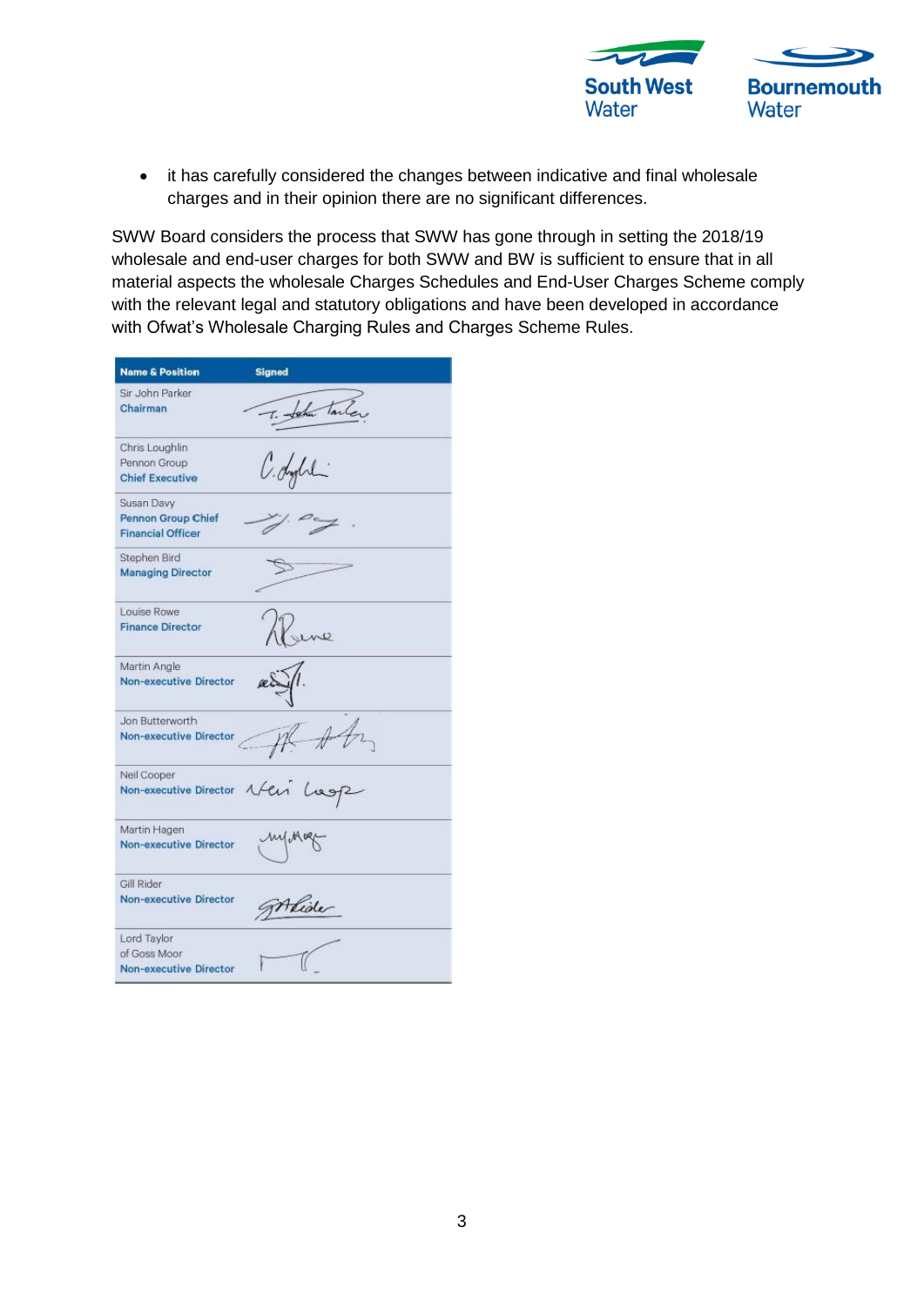- it has carefully considered the changes between indicative and final wholesale charges and in their opinion there are no significant differences.

SWW Board considers the process that SWW has gone through in setting the 2018/19 wholesale and end-user charges for both SWW and BW is sufficient to ensure that in all material aspects the wholesale Charges Schedules and End-User Charges Scheme comply with the relevant legal and statutory obligations and have been developed in accordance with Ofwat's Wholesale Charging Rules and Charges Scheme Rules.

| Name & Position | Signed |
| --- | --- |
| Sir John Parker **Chairman** | [signature] |
| Chris Loughlin Pennon Group **Chief Executive** | [signature] |
| Susan Davy **Pennon Group Chief Financial Officer** | [signature] |
| Stephen Bird **Managing Director** | [signature] |
| Louise Rowe **Finance Director** | [signature] |
| Martin Angle **Non-executive Director** | [signature] |
| Jon Butterworth **Non-executive Director** | [signature] |
| Neil Cooper **Non-executive Director** | [signature] |
| Martin Hagen **Non-executive Director** | [signature] |
| Gill Rider **Non-executive Director** | [signature] |
| Lord Taylor of Goss Moor **Non-executive Director** | [signature] |